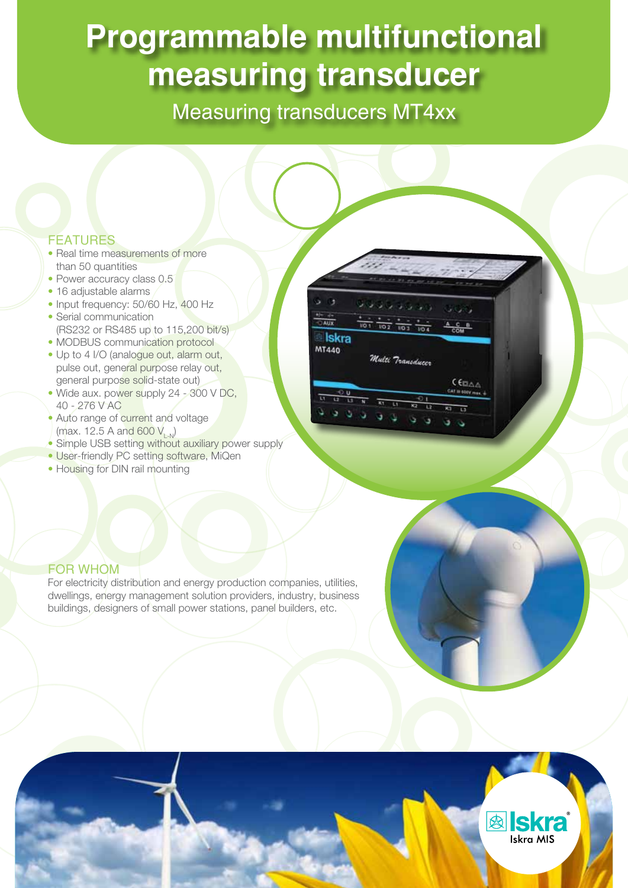# Programmable multifunctional measuring transducer

## Measuring transducers MT4xx

### FEATURES

- Real time measurements of more than 50 quantities
- Power accuracy class 0.5
- 16 adjustable alarms
- Input frequency: 50/60 Hz, 400 Hz
- Serial communication (RS232 or RS485 up to 115,200 bit/s)
- MODBUS communication protocol
- Up to 4 I/O (analogue out, alarm out, pulse out, general purpose relay out, general purpose solid-state out)
- Wide aux. power supply 24 - 300 V DC, 40 - 276 V AC
- Auto range of current and voltage (max. 12.5 A and 600 $V_{L-N}$)
- Simple USB setting without auxiliary power supply
- User-friendly PC setting software, MiQen
- Housing for DIN rail mounting

### FOR WHOM

For electricity distribution and energy production companies, utilities, dwellings, energy management solution providers, industry, business buildings, designers of small power stations, panel builders, etc.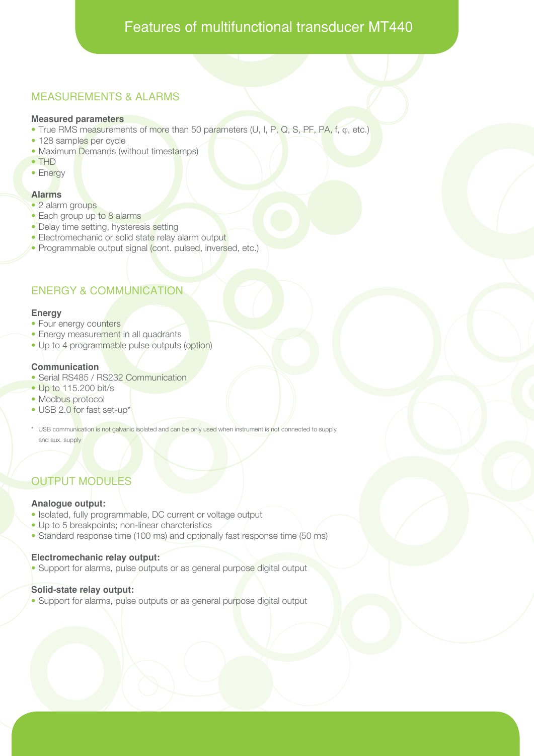# Features of multifunctional transducer MT440

## MEASUREMENTS & ALARMS

### Measured parameters

- True RMS measurements of more than 50 parameters (U, I, P, Q, S, PF, PA, f, φ, etc.)
- 128 samples per cycle
- Maximum Demands (without timestamps)
- THD
- Energy

### Alarms

- 2 alarm groups
- Each group up to 8 alarms
- Delay time setting, hysteresis setting
- Electromechanic or solid state relay alarm output
- Programmable output signal (cont. pulsed, inversed, etc.)

## ENERGY & COMMUNICATION

### Energy

- Four energy counters
- Energy measurement in all quadrants
- Up to 4 programmable pulse outputs (option)

### Communication

- Serial RS485 / RS232 Communication
- Up to 115.200 bit/s
- Modbus protocol
- USB 2.0 for fast set-up*

\* USB communication is not galvanic isolated and can be only used when instrument is not connected to supply and aux. supply

## OUTPUT MODULES

### Analogue output:

- Isolated, fully programmable, DC current or voltage output
- Up to 5 breakpoints; non-linear charcteristics
- Standard response time (100 ms) and optionally fast response time (50 ms)

### Electromechanic relay output:

- Support for alarms, pulse outputs or as general purpose digital output

### Solid-state relay output:

- Support for alarms, pulse outputs or as general purpose digital output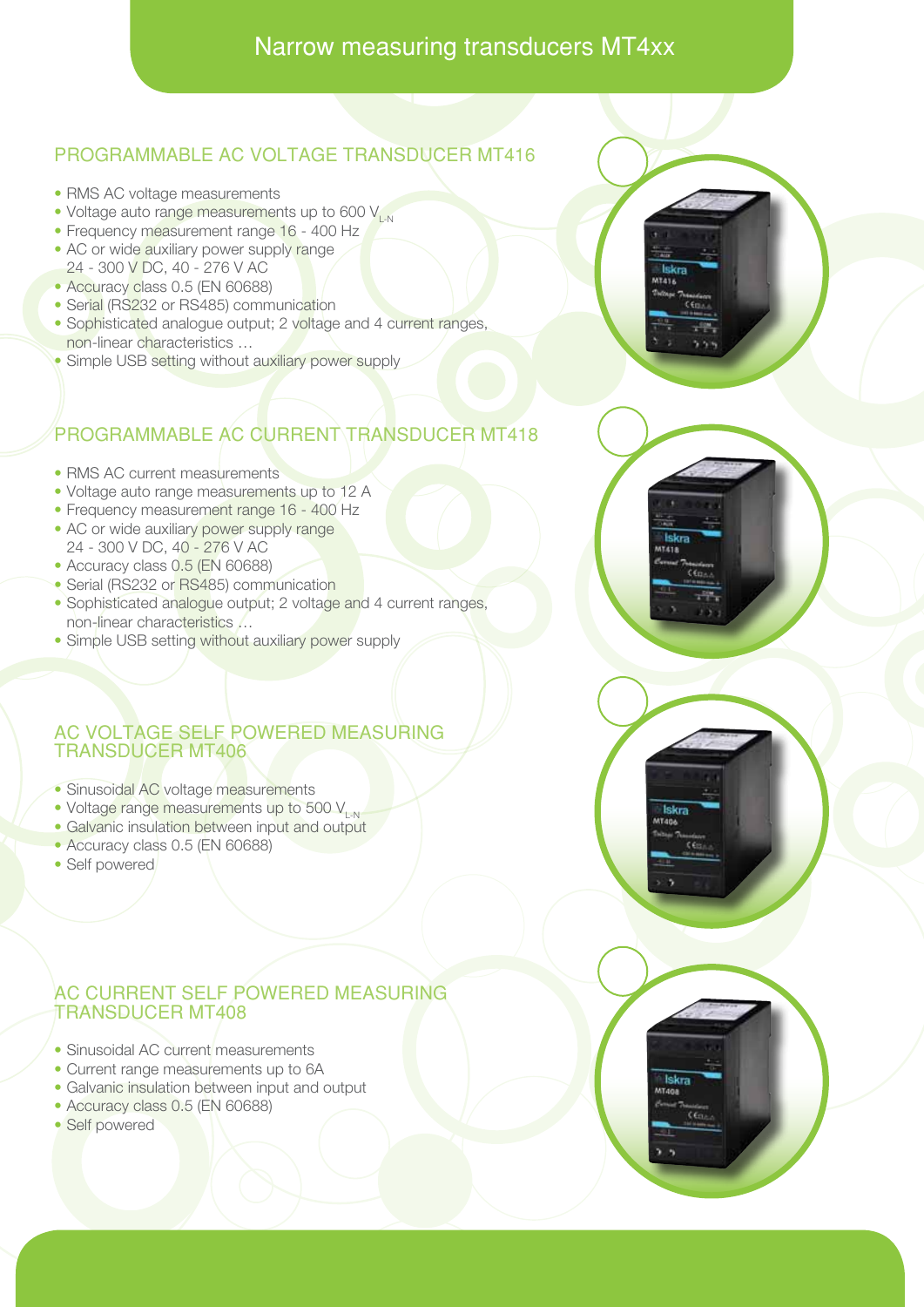# Narrow measuring transducers MT4xx

## PROGRAMMABLE AC VOLTAGE TRANSDUCER MT416

- RMS AC voltage measurements
- Voltage auto range measurements up to 600 $V_{L-N}$
- Frequency measurement range 16 - 400 Hz
- AC or wide auxiliary power supply range 24 - 300 V DC, 40 - 276 V AC
- Accuracy class 0.5 (EN 60688)
- Serial (RS232 or RS485) communication
- Sophisticated analogue output; 2 voltage and 4 current ranges, non-linear characteristics …
- Simple USB setting without auxiliary power supply

## PROGRAMMABLE AC CURRENT TRANSDUCER MT418

- RMS AC current measurements
- Voltage auto range measurements up to 12 A
- Frequency measurement range 16 - 400 Hz
- AC or wide auxiliary power supply range 24 - 300 V DC, 40 - 276 V AC
- Accuracy class 0.5 (EN 60688)
- Serial (RS232 or RS485) communication
- Sophisticated analogue output; 2 voltage and 4 current ranges, non-linear characteristics …
- Simple USB setting without auxiliary power supply

## AC VOLTAGE SELF POWERED MEASURING TRANSDUCER MT406

- Sinusoidal AC voltage measurements
- Voltage range measurements up to 500 $V_{L-N}$
- Galvanic insulation between input and output
- Accuracy class 0.5 (EN 60688)
- Self powered

## AC CURRENT SELF POWERED MEASURING TRANSDUCER MT408

- Sinusoidal AC current measurements
- Current range measurements up to 6A
- Galvanic insulation between input and output
- Accuracy class 0.5 (EN 60688)
- Self powered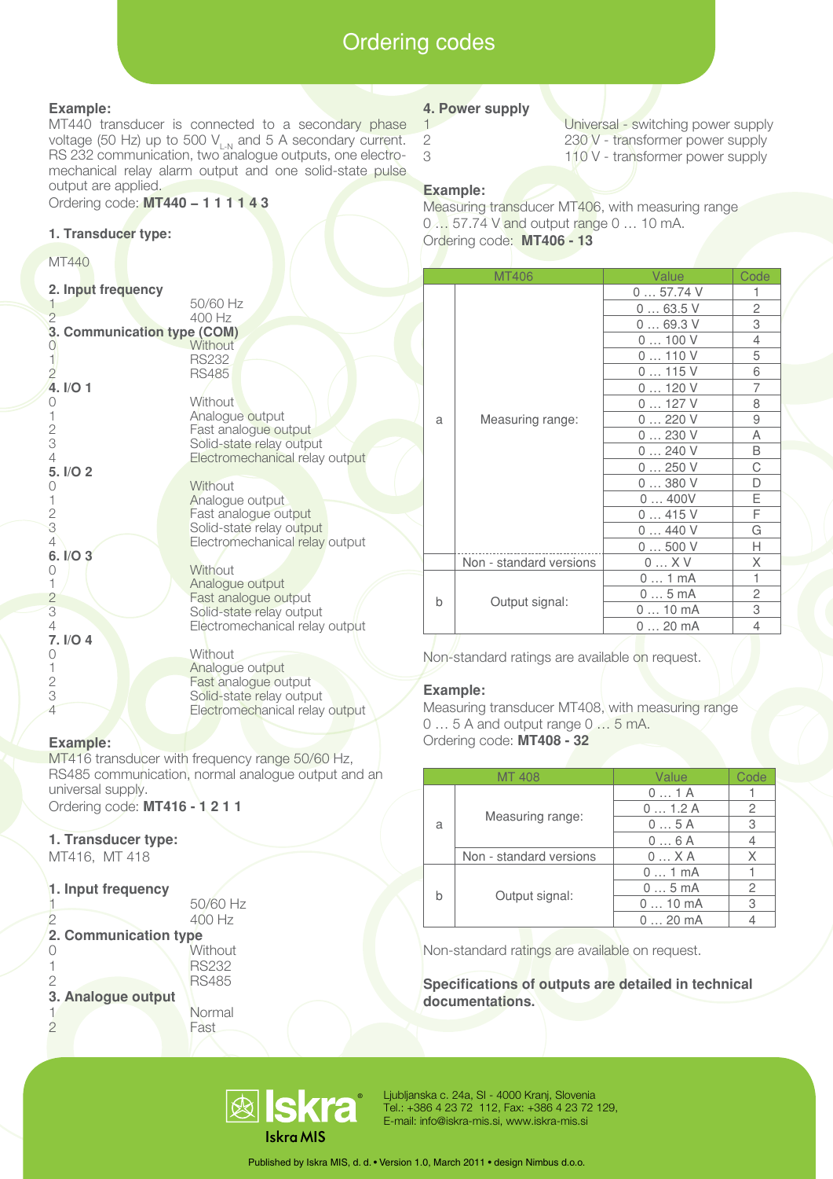# Ordering codes

**Example:**
MT440 transducer is connected to a secondary phase voltage (50 Hz) up to 500 $V_{L-N}$ and 5 A secondary current. RS 232 communication, two analogue outputs, one electromechanical relay alarm output and one solid-state pulse output are applied.
Ordering code: **MT440 – 1 1 1 1 4 3**

**1. Transducer type:**

MT440

**2. Input frequency**

| | |
|---|---|
| 1 | 50/60 Hz |
| 2 | 400 Hz |

**3. Communication type (COM)**

| | |
|---|---|
| 0 | Without |
| 1 | RS232 |
| 2 | RS485 |

**4. I/O 1**

| | |
|---|---|
| 0 | Without |
| 1 | Analogue output |
| 2 | Fast analogue output |
| 3 | Solid-state relay output |
| 4 | Electromechanical relay output |

**5. I/O 2**

| | |
|---|---|
| 0 | Without |
| 1 | Analogue output |
| 2 | Fast analogue output |
| 3 | Solid-state relay output |
| 4 | Electromechanical relay output |

**6. I/O 3**

| | |
|---|---|
| 0 | Without |
| 1 | Analogue output |
| 2 | Fast analogue output |
| 3 | Solid-state relay output |
| 4 | Electromechanical relay output |

**7. I/O 4**

| | |
|---|---|
| 0 | Without |
| 1 | Analogue output |
| 2 | Fast analogue output |
| 3 | Solid-state relay output |
| 4 | Electromechanical relay output |

**Example:**
MT416 transducer with frequency range 50/60 Hz, RS485 communication, normal analogue output and an universal supply.
Ordering code: **MT416 - 1 2 1 1**

**1. Transducer type:**
MT416, MT 418

**1. Input frequency**

| | |
|---|---|
| 1 | 50/60 Hz |
| 2 | 400 Hz |

**2. Communication type**

| | |
|---|---|
| 0 | Without |
| 1 | RS232 |
| 2 | RS485 |

**3. Analogue output**

| | |
|---|---|
| 1 | Normal |
| 2 | Fast |

**4. Power supply**

| | |
|---|---|
| 1 | Universal - switching power supply |
| 2 | 230 V - transformer power supply |
| 3 | 110 V - transformer power supply |

**Example:**
Measuring transducer MT406, with measuring range 0 … 57.74 V and output range 0 … 10 mA.
Ordering code: **MT406 - 13**

| | MT406 | Value | Code |
|---|---|---|---|
| a | Measuring range: | 0 … 57.74 V | 1 |
| | | 0 … 63.5 V | 2 |
| | | 0 … 69.3 V | 3 |
| | | 0 … 100 V | 4 |
| | | 0 … 110 V | 5 |
| | | 0 … 115 V | 6 |
| | | 0 … 120 V | 7 |
| | | 0 … 127 V | 8 |
| | | 0 … 220 V | 9 |
| | | 0 … 230 V | A |
| | | 0 … 240 V | B |
| | | 0 … 250 V | C |
| | | 0 … 380 V | D |
| | | 0 … 400V | E |
| | | 0 … 415 V | F |
| | | 0 … 440 V | G |
| | | 0 … 500 V | H |
| | Non - standard versions | 0 … X V | X |
| b | Output signal: | 0 … 1 mA | 1 |
| | | 0 … 5 mA | 2 |
| | | 0 … 10 mA | 3 |
| | | 0 … 20 mA | 4 |

Non-standard ratings are available on request.

**Example:**
Measuring transducer MT408, with measuring range 0 … 5 A and output range 0 … 5 mA.
Ordering code: **MT408 - 32**

| | MT 408 | Value | Code |
|---|---|---|---|
| a | Measuring range: | 0 … 1 A | 1 |
| | | 0 … 1.2 A | 2 |
| | | 0 … 5 A | 3 |
| | | 0 … 6 A | 4 |
| | Non - standard versions | 0 … X A | X |
| b | Output signal: | 0 … 1 mA | 1 |
| | | 0 … 5 mA | 2 |
| | | 0 … 10 mA | 3 |
| | | 0 … 20 mA | 4 |

Non-standard ratings are available on request.

**Specifications of outputs are detailed in technical documentations.**

Iskra® Iskra MIS

Ljubljanska c. 24a, SI - 4000 Kranj, Slovenia
Tel.: +386 4 23 72 112, Fax: +386 4 23 72 129,
E-mail: info@iskra-mis.si, www.iskra-mis.si

Published by Iskra MIS, d. d. • Version 1.0, March 2011 • design Nimbus d.o.o.